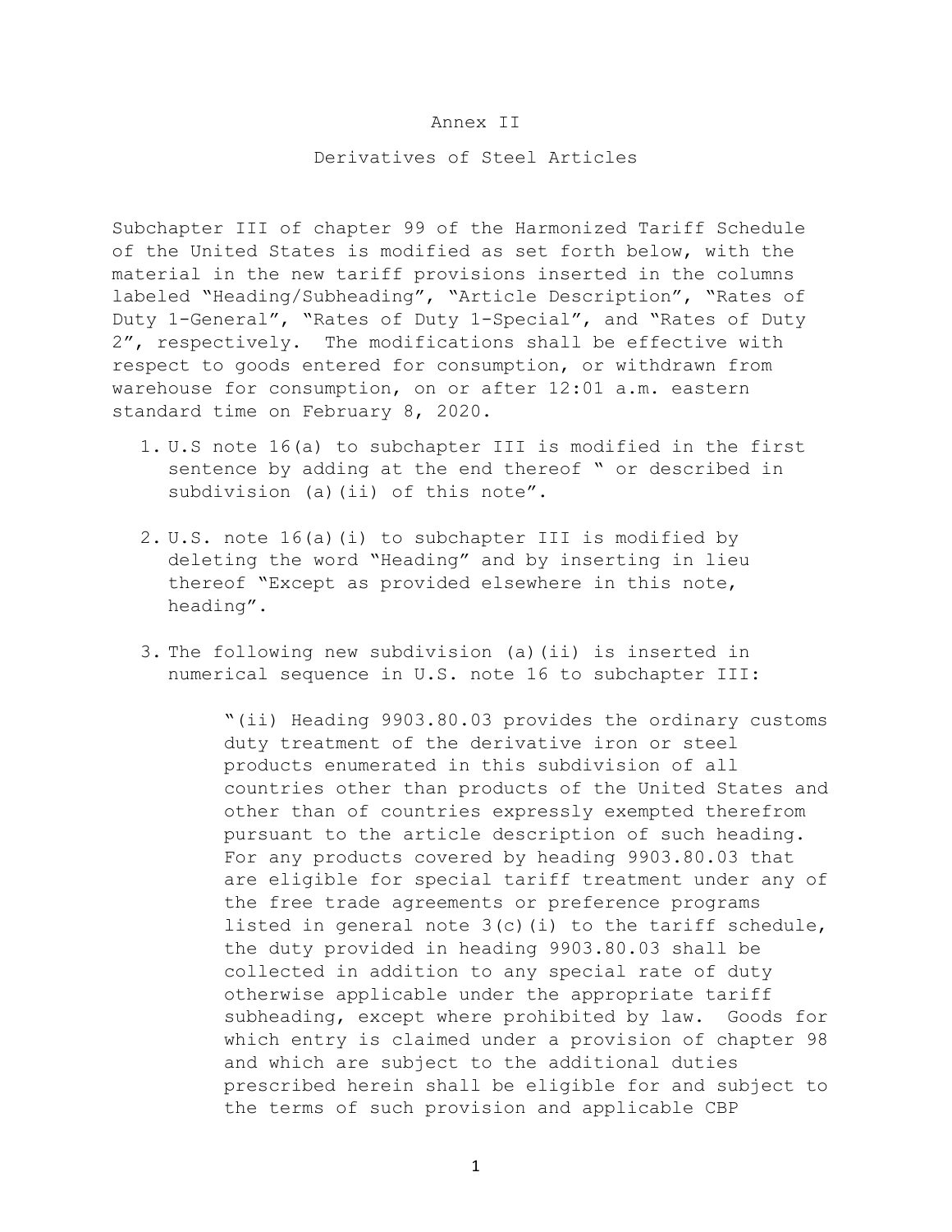Annex II

Derivatives of Steel Articles

Subchapter III of chapter 99 of the Harmonized Tariff Schedule of the United States is modified as set forth below, with the material in the new tariff provisions inserted in the columns labeled "Heading/Subheading", "Article Description", "Rates of Duty 1-General", "Rates of Duty 1-Special", and "Rates of Duty 2", respectively. The modifications shall be effective with respect to goods entered for consumption, or withdrawn from warehouse for consumption, on or after 12:01 a.m. eastern standard time on February 8, 2020.

1. U.S note 16(a) to subchapter III is modified in the first sentence by adding at the end thereof " or described in subdivision (a)(ii) of this note".

2. U.S. note 16(a)(i) to subchapter III is modified by deleting the word "Heading" and by inserting in lieu thereof "Except as provided elsewhere in this note, heading".

3. The following new subdivision (a)(ii) is inserted in numerical sequence in U.S. note 16 to subchapter III:

   "(ii) Heading 9903.80.03 provides the ordinary customs duty treatment of the derivative iron or steel products enumerated in this subdivision of all countries other than products of the United States and other than of countries expressly exempted therefrom pursuant to the article description of such heading. For any products covered by heading 9903.80.03 that are eligible for special tariff treatment under any of the free trade agreements or preference programs listed in general note 3(c)(i) to the tariff schedule, the duty provided in heading 9903.80.03 shall be collected in addition to any special rate of duty otherwise applicable under the appropriate tariff subheading, except where prohibited by law. Goods for which entry is claimed under a provision of chapter 98 and which are subject to the additional duties prescribed herein shall be eligible for and subject to the terms of such provision and applicable CBP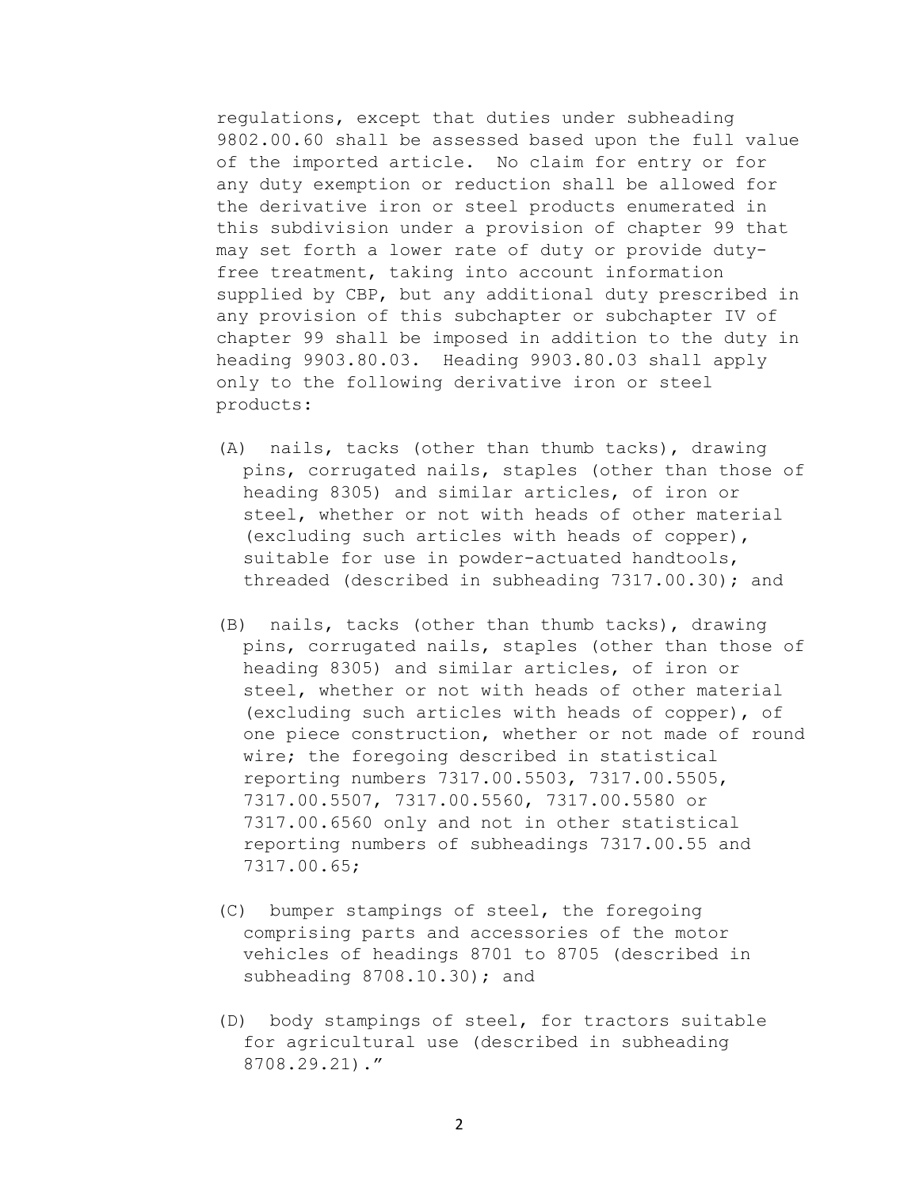regulations, except that duties under subheading 9802.00.60 shall be assessed based upon the full value of the imported article. No claim for entry or for any duty exemption or reduction shall be allowed for the derivative iron or steel products enumerated in this subdivision under a provision of chapter 99 that may set forth a lower rate of duty or provide duty-free treatment, taking into account information supplied by CBP, but any additional duty prescribed in any provision of this subchapter or subchapter IV of chapter 99 shall be imposed in addition to the duty in heading 9903.80.03. Heading 9903.80.03 shall apply only to the following derivative iron or steel products:

(A) nails, tacks (other than thumb tacks), drawing pins, corrugated nails, staples (other than those of heading 8305) and similar articles, of iron or steel, whether or not with heads of other material (excluding such articles with heads of copper), suitable for use in powder-actuated handtools, threaded (described in subheading 7317.00.30); and

(B) nails, tacks (other than thumb tacks), drawing pins, corrugated nails, staples (other than those of heading 8305) and similar articles, of iron or steel, whether or not with heads of other material (excluding such articles with heads of copper), of one piece construction, whether or not made of round wire; the foregoing described in statistical reporting numbers 7317.00.5503, 7317.00.5505, 7317.00.5507, 7317.00.5560, 7317.00.5580 or 7317.00.6560 only and not in other statistical reporting numbers of subheadings 7317.00.55 and 7317.00.65;

(C) bumper stampings of steel, the foregoing comprising parts and accessories of the motor vehicles of headings 8701 to 8705 (described in subheading 8708.10.30); and

(D) body stampings of steel, for tractors suitable for agricultural use (described in subheading 8708.29.21)."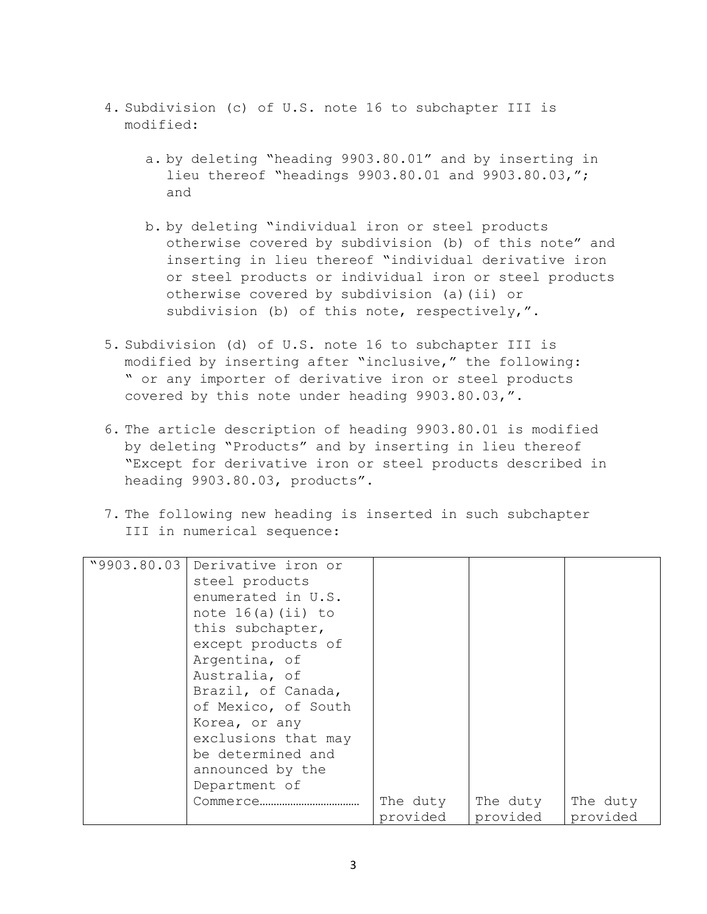4. Subdivision (c) of U.S. note 16 to subchapter III is modified:

   a. by deleting "heading 9903.80.01" and by inserting in lieu thereof "headings 9903.80.01 and 9903.80.03,"; and

   b. by deleting "individual iron or steel products otherwise covered by subdivision (b) of this note" and inserting in lieu thereof "individual derivative iron or steel products or individual iron or steel products otherwise covered by subdivision (a)(ii) or subdivision (b) of this note, respectively,".

5. Subdivision (d) of U.S. note 16 to subchapter III is modified by inserting after "inclusive," the following: " or any importer of derivative iron or steel products covered by this note under heading 9903.80.03,".

6. The article description of heading 9903.80.01 is modified by deleting "Products" and by inserting in lieu thereof "Except for derivative iron or steel products described in heading 9903.80.03, products".

7. The following new heading is inserted in such subchapter III in numerical sequence:

| | | | | |
|---|---|---|---|---|
| "9903.80.03 | Derivative iron or steel products enumerated in U.S. note 16(a)(ii) to this subchapter, except products of Argentina, of Australia, of Brazil, of Canada, of Mexico, of South Korea, or any exclusions that may be determined and announced by the Department of Commerce……………………………… | The duty provided | The duty provided | The duty provided |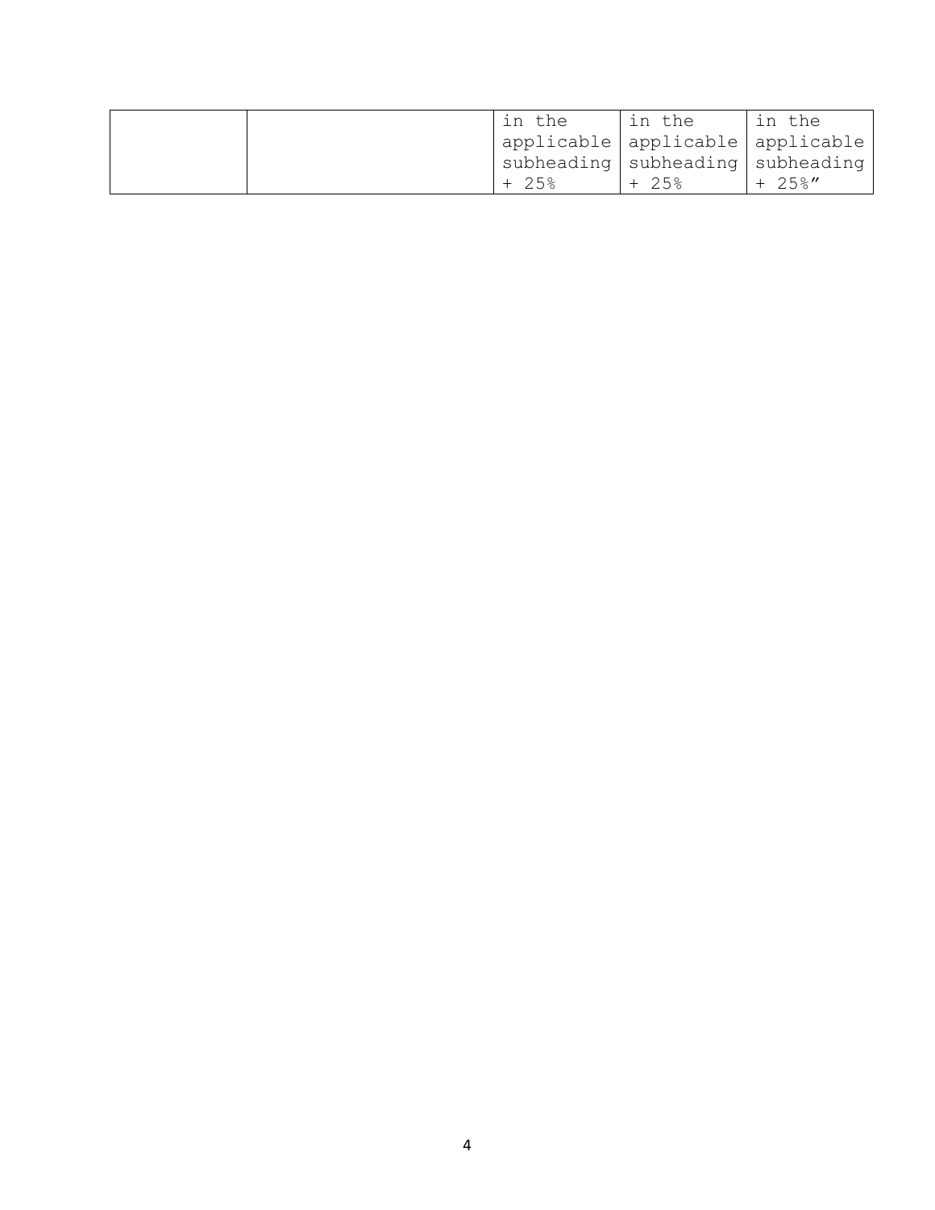| | | | | |
|---|---|---|---|---|
| | | in the applicable subheading + 25% | in the applicable subheading + 25% | in the applicable subheading + 25%” |